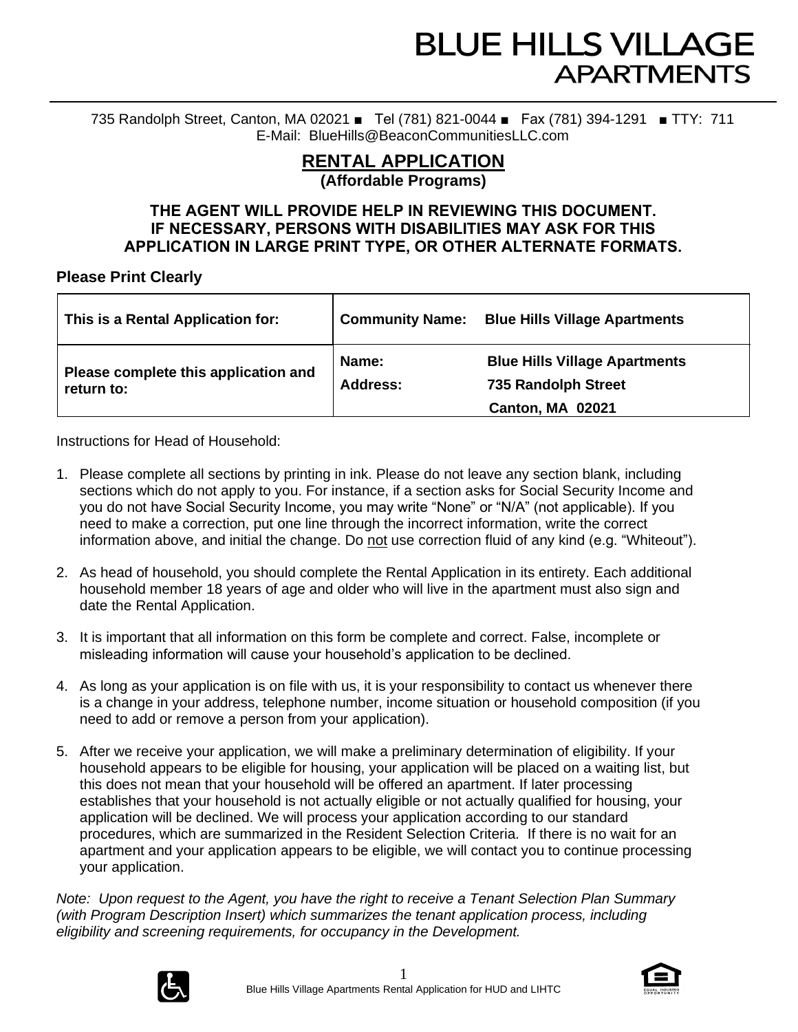# BLUE HILLS VILLAGE APARTMENTS

735 Randolph Street, Canton, MA 02021 ■ Tel (781) 821-0044 ■ Fax (781) 394-1291 ■ TTY: 711
E-Mail: BlueHills@BeaconCommunitiesLLC.com

## RENTAL APPLICATION
**(Affordable Programs)**

**THE AGENT WILL PROVIDE HELP IN REVIEWING THIS DOCUMENT. IF NECESSARY, PERSONS WITH DISABILITIES MAY ASK FOR THIS APPLICATION IN LARGE PRINT TYPE, OR OTHER ALTERNATE FORMATS.**

### Please Print Clearly

| This is a Rental Application for: | Community Name: Blue Hills Village Apartments |
|---|---|
| Please complete this application and return to: | Name: Blue Hills Village Apartments<br>Address: 735 Randolph Street<br>Canton, MA 02021 |

Instructions for Head of Household:

1. Please complete all sections by printing in ink. Please do not leave any section blank, including sections which do not apply to you. For instance, if a section asks for Social Security Income and you do not have Social Security Income, you may write "None" or "N/A" (not applicable). If you need to make a correction, put one line through the incorrect information, write the correct information above, and initial the change. Do not use correction fluid of any kind (e.g. "Whiteout").
2. As head of household, you should complete the Rental Application in its entirety. Each additional household member 18 years of age and older who will live in the apartment must also sign and date the Rental Application.
3. It is important that all information on this form be complete and correct. False, incomplete or misleading information will cause your household's application to be declined.
4. As long as your application is on file with us, it is your responsibility to contact us whenever there is a change in your address, telephone number, income situation or household composition (if you need to add or remove a person from your application).
5. After we receive your application, we will make a preliminary determination of eligibility. If your household appears to be eligible for housing, your application will be placed on a waiting list, but this does not mean that your household will be offered an apartment. If later processing establishes that your household is not actually eligible or not actually qualified for housing, your application will be declined. We will process your application according to our standard procedures, which are summarized in the Resident Selection Criteria. If there is no wait for an apartment and your application appears to be eligible, we will contact you to continue processing your application.

*Note: Upon request to the Agent, you have the right to receive a Tenant Selection Plan Summary (with Program Description Insert) which summarizes the tenant application process, including eligibility and screening requirements, for occupancy in the Development.*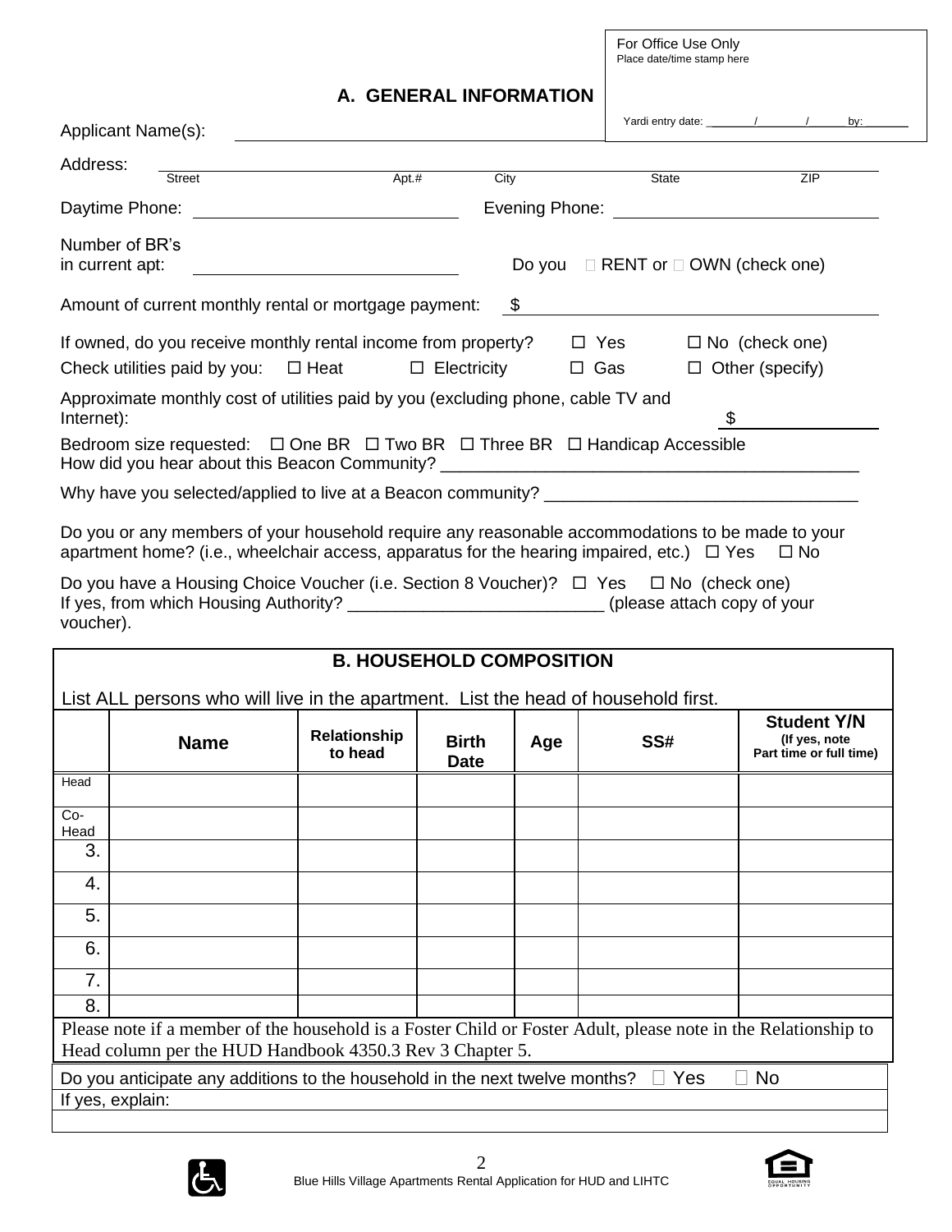For Office Use Only
Place date/time stamp here

Yardi entry date: ________/________/________ by: ________

## A. GENERAL INFORMATION

Applicant Name(s): ______________________________

Address: ______________________________
Street Apt.# City State ZIP

Daytime Phone: ______________________ Evening Phone: ______________________

Number of BR's in current apt: ______________________ Do you ☐ RENT or ☐ OWN (check one)

Amount of current monthly rental or mortgage payment: $ ______________________

If owned, do you receive monthly rental income from property? ☐ Yes ☐ No (check one)

Check utilities paid by you: ☐ Heat ☐ Electricity ☐ Gas ☐ Other (specify)

Approximate monthly cost of utilities paid by you (excluding phone, cable TV and Internet): $ ______________

Bedroom size requested: ☐ One BR ☐ Two BR ☐ Three BR ☐ Handicap Accessible

How did you hear about this Beacon Community? ____________________________________________

Why have you selected/applied to live at a Beacon community? ________________________________

Do you or any members of your household require any reasonable accommodations to be made to your apartment home? (i.e., wheelchair access, apparatus for the hearing impaired, etc.) ☐ Yes ☐ No

Do you have a Housing Choice Voucher (i.e. Section 8 Voucher)? ☐ Yes ☐ No (check one)
If yes, from which Housing Authority? ___________________________ (please attach copy of your voucher).

## B. HOUSEHOLD COMPOSITION

List ALL persons who will live in the apartment. List the head of household first.

| | Name | Relationship to head | Birth Date | Age | SS# | Student Y/N (If yes, note Part time or full time) |
|---|---|---|---|---|---|---|
| Head | | | | | | |
| Co-Head | | | | | | |
| 3. | | | | | | |
| 4. | | | | | | |
| 5. | | | | | | |
| 6. | | | | | | |
| 7. | | | | | | |
| 8. | | | | | | |

Please note if a member of the household is a Foster Child or Foster Adult, please note in the Relationship to Head column per the HUD Handbook 4350.3 Rev 3 Chapter 5.

Do you anticipate any additions to the household in the next twelve months? ☐ Yes ☐ No

If yes, explain:

Blue Hills Village Apartments Rental Application for HUD and LIHTC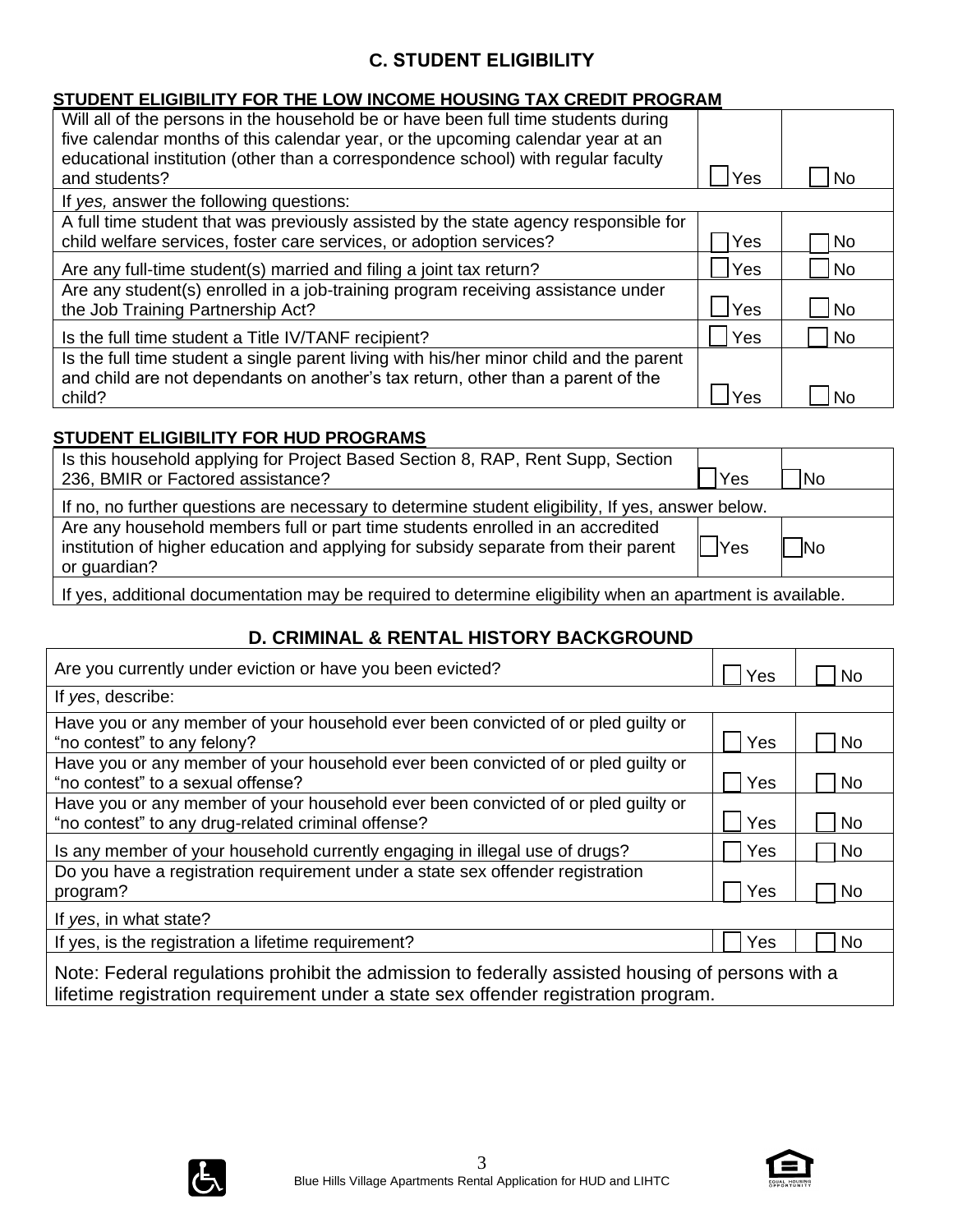## C. STUDENT ELIGIBILITY

**STUDENT ELIGIBILITY FOR THE LOW INCOME HOUSING TAX CREDIT PROGRAM**

| | | |
|---|---|---|
| Will all of the persons in the household be or have been full time students during five calendar months of this calendar year, or the upcoming calendar year at an educational institution (other than a correspondence school) with regular faculty and students? | ☐ Yes | ☐ No |
| If *yes,* answer the following questions: | | |
| A full time student that was previously assisted by the state agency responsible for child welfare services, foster care services, or adoption services? | ☐ Yes | ☐ No |
| Are any full-time student(s) married and filing a joint tax return? | ☐ Yes | ☐ No |
| Are any student(s) enrolled in a job-training program receiving assistance under the Job Training Partnership Act? | ☐ Yes | ☐ No |
| Is the full time student a Title IV/TANF recipient? | ☐ Yes | ☐ No |
| Is the full time student a single parent living with his/her minor child and the parent and child are not dependants on another's tax return, other than a parent of the child? | ☐ Yes | ☐ No |

**STUDENT ELIGIBILITY FOR HUD PROGRAMS**

| | | |
|---|---|---|
| Is this household applying for Project Based Section 8, RAP, Rent Supp, Section 236, BMIR or Factored assistance? | ☐ Yes | ☐ No |
| If no, no further questions are necessary to determine student eligibility, If yes, answer below. | | |
| Are any household members full or part time students enrolled in an accredited institution of higher education and applying for subsidy separate from their parent or guardian? | ☐ Yes | ☐ No |
| If yes, additional documentation may be required to determine eligibility when an apartment is available. | | |

## D. CRIMINAL & RENTAL HISTORY BACKGROUND

| | | |
|---|---|---|
| Are you currently under eviction or have you been evicted? | ☐ Yes | ☐ No |
| If *yes*, describe: | | |
| Have you or any member of your household ever been convicted of or pled guilty or "no contest" to any felony? | ☐ Yes | ☐ No |
| Have you or any member of your household ever been convicted of or pled guilty or "no contest" to a sexual offense? | ☐ Yes | ☐ No |
| Have you or any member of your household ever been convicted of or pled guilty or "no contest" to any drug-related criminal offense? | ☐ Yes | ☐ No |
| Is any member of your household currently engaging in illegal use of drugs? | ☐ Yes | ☐ No |
| Do you have a registration requirement under a state sex offender registration program? | ☐ Yes | ☐ No |
| If *yes*, in what state? | | |
| If yes, is the registration a lifetime requirement? | ☐ Yes | ☐ No |
| Note: Federal regulations prohibit the admission to federally assisted housing of persons with a lifetime registration requirement under a state sex offender registration program. | | |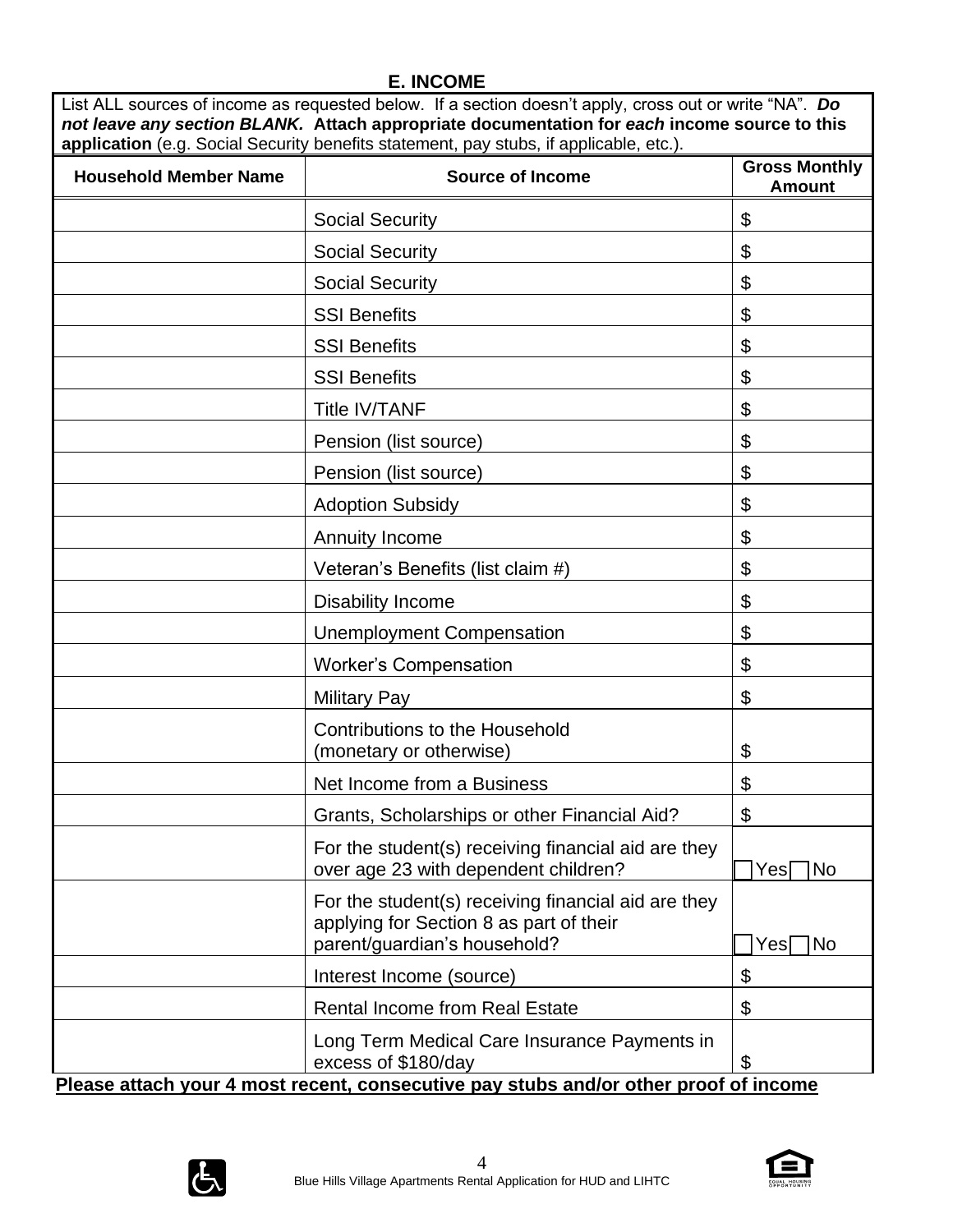## E. INCOME

List ALL sources of income as requested below. If a section doesn't apply, cross out or write "NA". ***Do not leave any section BLANK.*** **Attach appropriate documentation for *each* income source to this application** (e.g. Social Security benefits statement, pay stubs, if applicable, etc.).

| Household Member Name | Source of Income | Gross Monthly Amount |
|---|---|---|
| | Social Security | $ |
| | Social Security | $ |
| | Social Security | $ |
| | SSI Benefits | $ |
| | SSI Benefits | $ |
| | SSI Benefits | $ |
| | Title IV/TANF | $ |
| | Pension (list source) | $ |
| | Pension (list source) | $ |
| | Adoption Subsidy | $ |
| | Annuity Income | $ |
| | Veteran's Benefits (list claim #) | $ |
| | Disability Income | $ |
| | Unemployment Compensation | $ |
| | Worker's Compensation | $ |
| | Military Pay | $ |
| | Contributions to the Household (monetary or otherwise) | $ |
| | Net Income from a Business | $ |
| | Grants, Scholarships or other Financial Aid? | $ |
| | For the student(s) receiving financial aid are they over age 23 with dependent children? | ☐ Yes ☐ No |
| | For the student(s) receiving financial aid are they applying for Section 8 as part of their parent/guardian's household? | ☐ Yes ☐ No |
| | Interest Income (source) | $ |
| | Rental Income from Real Estate | $ |
| | Long Term Medical Care Insurance Payments in excess of $180/day | $ |

**Please attach your 4 most recent, consecutive pay stubs and/or other proof of income**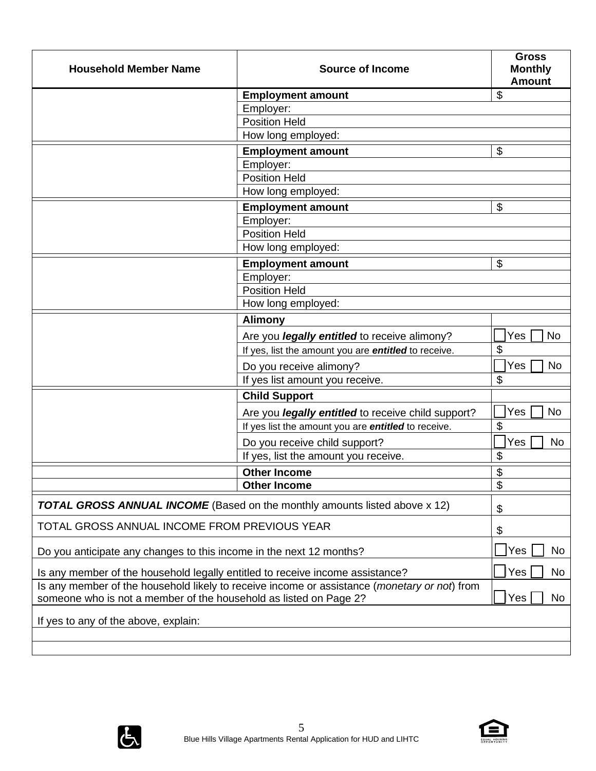| Household Member Name | Source of Income | Gross Monthly Amount |
|---|---|---|
| | **Employment amount** | $ |
| | Employer: | |
| | Position Held | |
| | How long employed: | |
| | **Employment amount** | $ |
| | Employer: | |
| | Position Held | |
| | How long employed: | |
| | **Employment amount** | $ |
| | Employer: | |
| | Position Held | |
| | How long employed: | |
| | **Employment amount** | $ |
| | Employer: | |
| | Position Held | |
| | How long employed: | |
| | **Alimony** | |
| | Are you ***legally entitled*** to receive alimony? | ☐ Yes ☐ No |
| | If yes, list the amount you are ***entitled*** to receive. | $ |
| | Do you receive alimony? | ☐ Yes ☐ No |
| | If yes list amount you receive. | $ |
| | **Child Support** | |
| | Are you ***legally entitled*** to receive child support? | ☐ Yes ☐ No |
| | If yes list the amount you are ***entitled*** to receive. | $ |
| | Do you receive child support? | ☐ Yes ☐ No |
| | If yes, list the amount you receive. | $ |
| | **Other Income** | $ |
| | **Other Income** | $ |

| | |
|---|---|
| ***TOTAL GROSS ANNUAL INCOME*** (Based on the monthly amounts listed above x 12) | $ |
| TOTAL GROSS ANNUAL INCOME FROM PREVIOUS YEAR | $ |
| Do you anticipate any changes to this income in the next 12 months? | ☐ Yes ☐ No |
| Is any member of the household legally entitled to receive income assistance? | ☐ Yes ☐ No |
| Is any member of the household likely to receive income or assistance (*monetary or not*) from someone who is not a member of the household as listed on Page 2? | ☐ Yes ☐ No |
| If yes to any of the above, explain: | |
| | |
| | |

Blue Hills Village Apartments Rental Application for HUD and LIHTC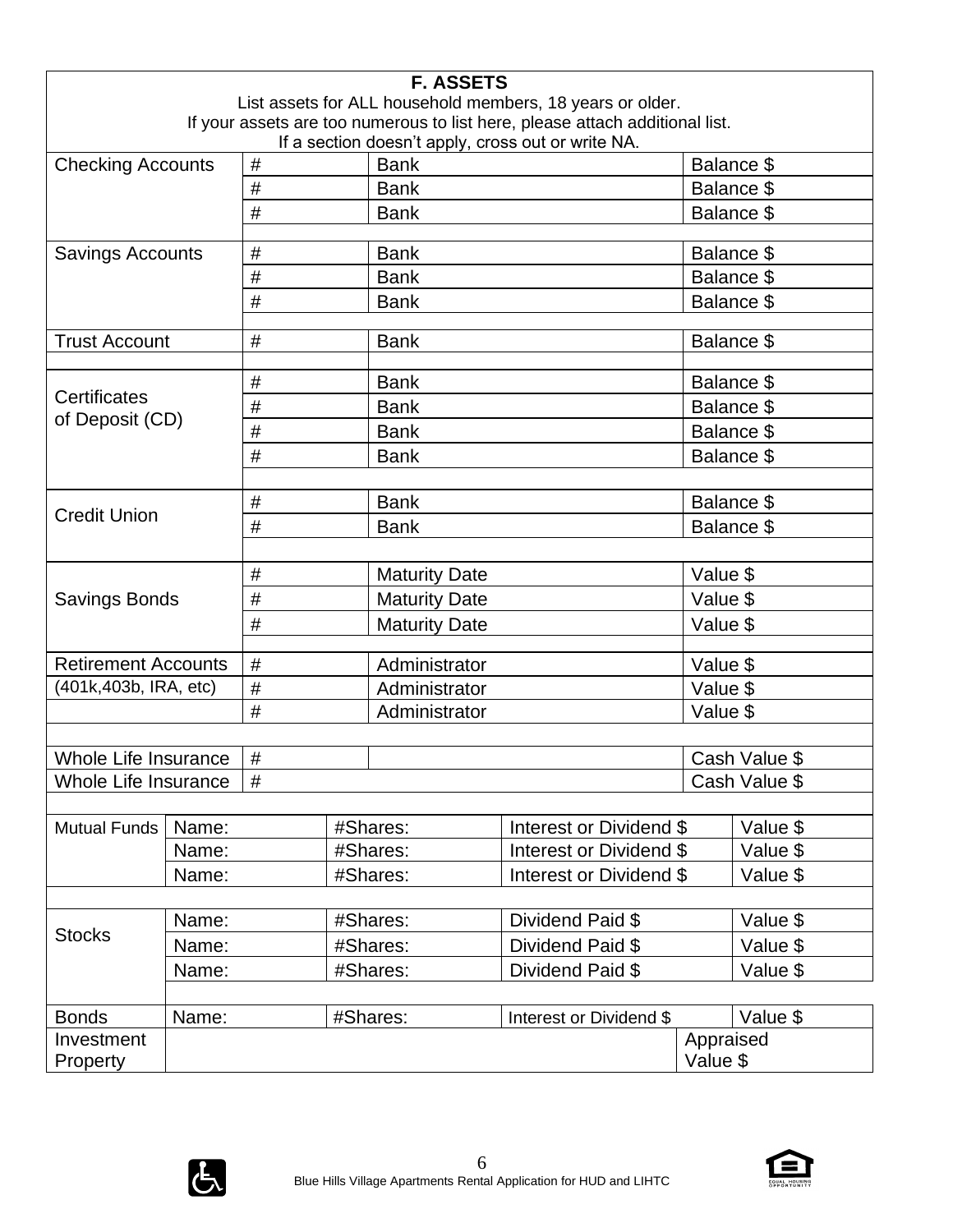## F. ASSETS

List assets for ALL household members, 18 years or older.
If your assets are too numerous to list here, please attach additional list.
If a section doesn't apply, cross out or write NA.

| | | | |
|---|---|---|---|
| Checking Accounts | # | Bank | Balance $ |
| | # | Bank | Balance $ |
| | # | Bank | Balance $ |
| Savings Accounts | # | Bank | Balance $ |
| | # | Bank | Balance $ |
| | # | Bank | Balance $ |
| Trust Account | # | Bank | Balance $ |
| Certificates of Deposit (CD) | # | Bank | Balance $ |
| | # | Bank | Balance $ |
| | # | Bank | Balance $ |
| | # | Bank | Balance $ |
| Credit Union | # | Bank | Balance $ |
| | # | Bank | Balance $ |
| Savings Bonds | # | Maturity Date | Value $ |
| | # | Maturity Date | Value $ |
| | # | Maturity Date | Value $ |
| Retirement Accounts (401k,403b, IRA, etc) | # | Administrator | Value $ |
| | # | Administrator | Value $ |
| | # | Administrator | Value $ |
| Whole Life Insurance | # | | Cash Value $ |
| Whole Life Insurance | # | | Cash Value $ |

| | | | | |
|---|---|---|---|---|
| Mutual Funds | Name: | #Shares: | Interest or Dividend $ | Value $ |
| | Name: | #Shares: | Interest or Dividend $ | Value $ |
| | Name: | #Shares: | Interest or Dividend $ | Value $ |
| Stocks | Name: | #Shares: | Dividend Paid $ | Value $ |
| | Name: | #Shares: | Dividend Paid $ | Value $ |
| | Name: | #Shares: | Dividend Paid $ | Value $ |
| Bonds | Name: | #Shares: | Interest or Dividend $ | Value $ |
| Investment Property | | | | Appraised Value $ |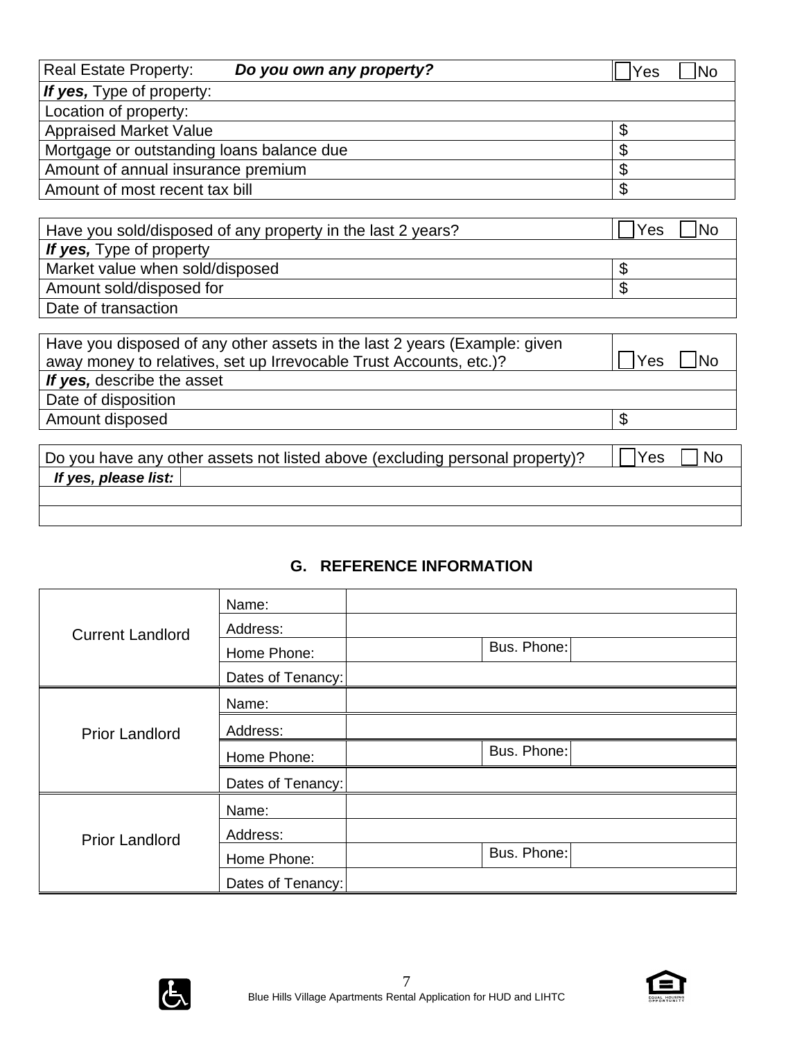| Real Estate Property: ***Do you own any property?*** | ☐ Yes ☐ No |
| --- | --- |
| ***If yes,*** Type of property: | |
| Location of property: | |
| Appraised Market Value | $ |
| Mortgage or outstanding loans balance due | $ |
| Amount of annual insurance premium | $ |
| Amount of most recent tax bill | $ |

| Have you sold/disposed of any property in the last 2 years? | ☐ Yes ☐ No |
| --- | --- |
| ***If yes,*** Type of property | |
| Market value when sold/disposed | $ |
| Amount sold/disposed for | $ |
| Date of transaction | |

| Have you disposed of any other assets in the last 2 years (Example: given away money to relatives, set up Irrevocable Trust Accounts, etc.)? | ☐ Yes ☐ No |
| --- | --- |
| ***If yes,*** describe the asset | |
| Date of disposition | |
| Amount disposed | $ |

| Do you have any other assets not listed above (excluding personal property)? | ☐ Yes ☐ No |
| --- | --- |
| ***If yes, please list:*** | |
| | |
| | |

## G. REFERENCE INFORMATION

| | | | | |
| --- | --- | --- | --- | --- |
| Current Landlord | Name: | | | |
| | Address: | | | |
| | Home Phone: | | Bus. Phone: | |
| | Dates of Tenancy: | | | |
| Prior Landlord | Name: | | | |
| | Address: | | | |
| | Home Phone: | | Bus. Phone: | |
| | Dates of Tenancy: | | | |
| Prior Landlord | Name: | | | |
| | Address: | | | |
| | Home Phone: | | Bus. Phone: | |
| | Dates of Tenancy: | | | |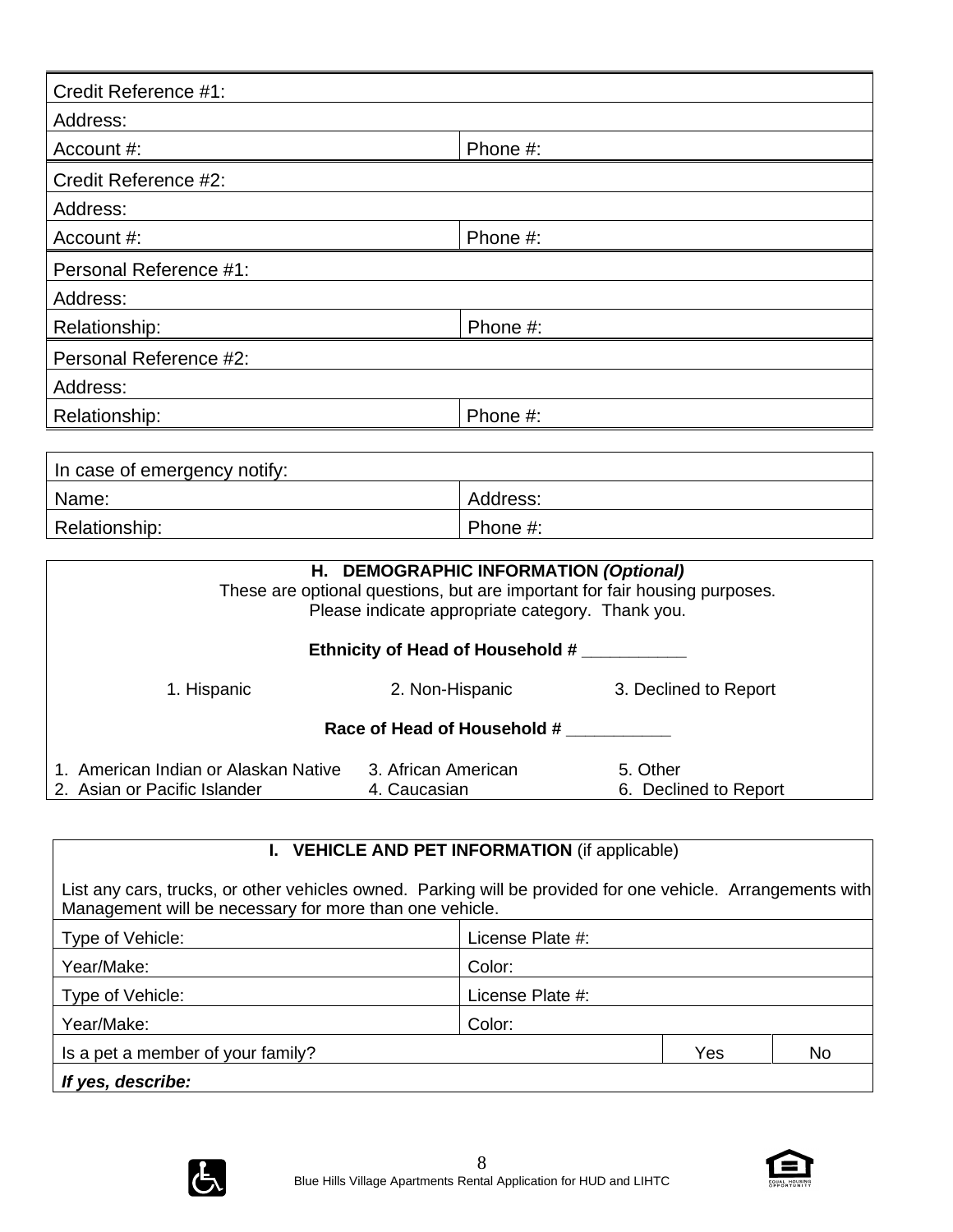| Credit Reference #1: | |
|---|---|
| Address: | |
| Account #: | Phone #: |
| Credit Reference #2: | |
| Address: | |
| Account #: | Phone #: |
| Personal Reference #1: | |
| Address: | |
| Relationship: | Phone #: |
| Personal Reference #2: | |
| Address: | |
| Relationship: | Phone #: |

| In case of emergency notify: | |
|---|---|
| Name: | Address: |
| Relationship: | Phone #: |

## H. DEMOGRAPHIC INFORMATION *(Optional)*

These are optional questions, but are important for fair housing purposes. Please indicate appropriate category. Thank you.

**Ethnicity of Head of Household # ___________**

1. Hispanic
2. Non-Hispanic
3. Declined to Report

**Race of Head of Household # ___________**

1. American Indian or Alaskan Native
2. Asian or Pacific Islander
3. African American
4. Caucasian
5. Other
6. Declined to Report

## I. VEHICLE AND PET INFORMATION (if applicable)

List any cars, trucks, or other vehicles owned. Parking will be provided for one vehicle. Arrangements with Management will be necessary for more than one vehicle.

| Type of Vehicle: | License Plate #: | | |
|---|---|---|---|
| Year/Make: | Color: | | |
| Type of Vehicle: | License Plate #: | | |
| Year/Make: | Color: | | |
| Is a pet a member of your family? | | Yes | No |
| ***If yes, describe:*** | | | |

Blue Hills Village Apartments Rental Application for HUD and LIHTC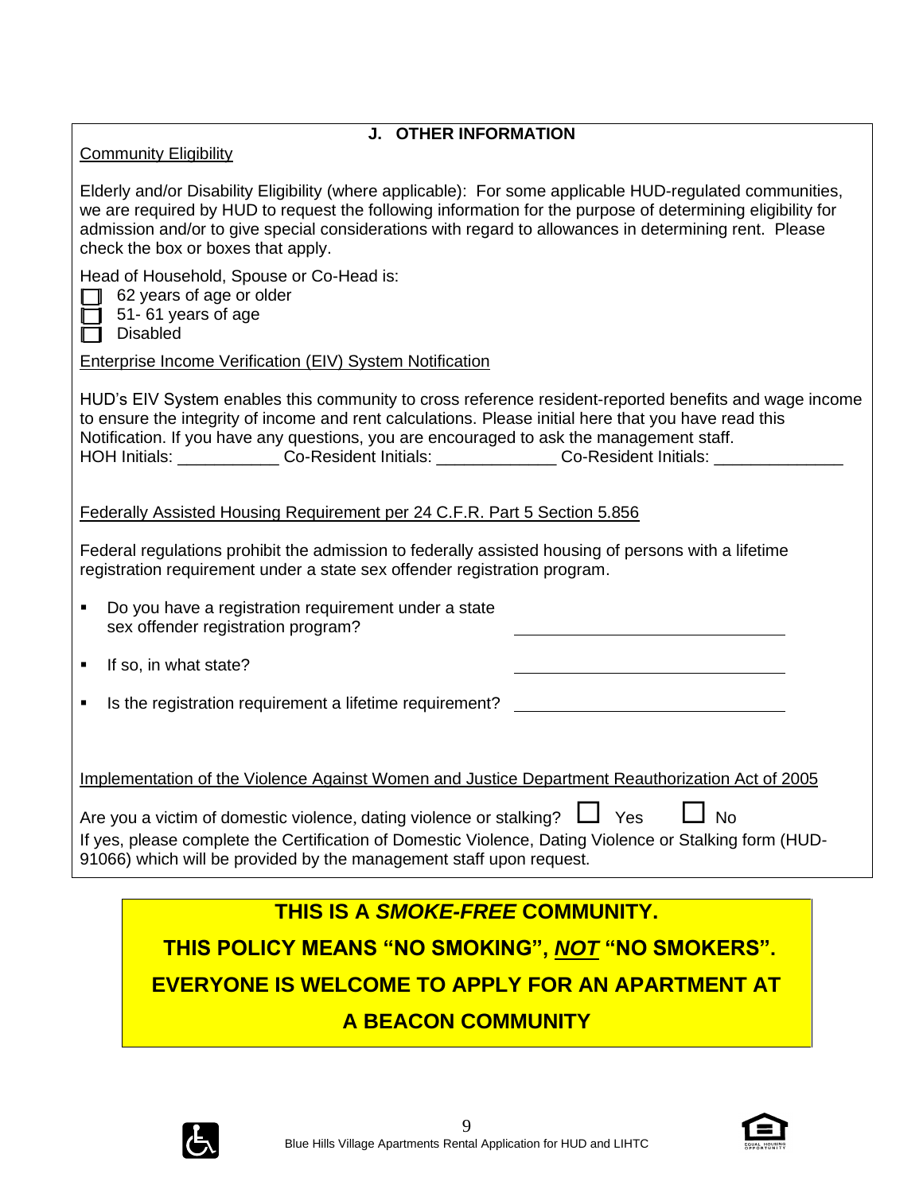## J. OTHER INFORMATION

Community Eligibility

Elderly and/or Disability Eligibility (where applicable): For some applicable HUD-regulated communities, we are required by HUD to request the following information for the purpose of determining eligibility for admission and/or to give special considerations with regard to allowances in determining rent. Please check the box or boxes that apply.

Head of Household, Spouse or Co-Head is:

- ☐ 62 years of age or older
- ☐ 51- 61 years of age
- ☐ Disabled

Enterprise Income Verification (EIV) System Notification

HUD's EIV System enables this community to cross reference resident-reported benefits and wage income to ensure the integrity of income and rent calculations. Please initial here that you have read this Notification. If you have any questions, you are encouraged to ask the management staff.

HOH Initials: ___________ Co-Resident Initials: _____________ Co-Resident Initials: ______________

Federally Assisted Housing Requirement per 24 C.F.R. Part 5 Section 5.856

Federal regulations prohibit the admission to federally assisted housing of persons with a lifetime registration requirement under a state sex offender registration program.

- Do you have a registration requirement under a state sex offender registration program? ______________________________
- If so, in what state? ______________________________
- Is the registration requirement a lifetime requirement? ______________________________

Implementation of the Violence Against Women and Justice Department Reauthorization Act of 2005

Are you a victim of domestic violence, dating violence or stalking? ☐ Yes ☐ No

If yes, please complete the Certification of Domestic Violence, Dating Violence or Stalking form (HUD-91066) which will be provided by the management staff upon request.

**THIS IS A *SMOKE-FREE* COMMUNITY.**

**THIS POLICY MEANS "NO SMOKING", *NOT* "NO SMOKERS".**

**EVERYONE IS WELCOME TO APPLY FOR AN APARTMENT AT A BEACON COMMUNITY**

Blue Hills Village Apartments Rental Application for HUD and LIHTC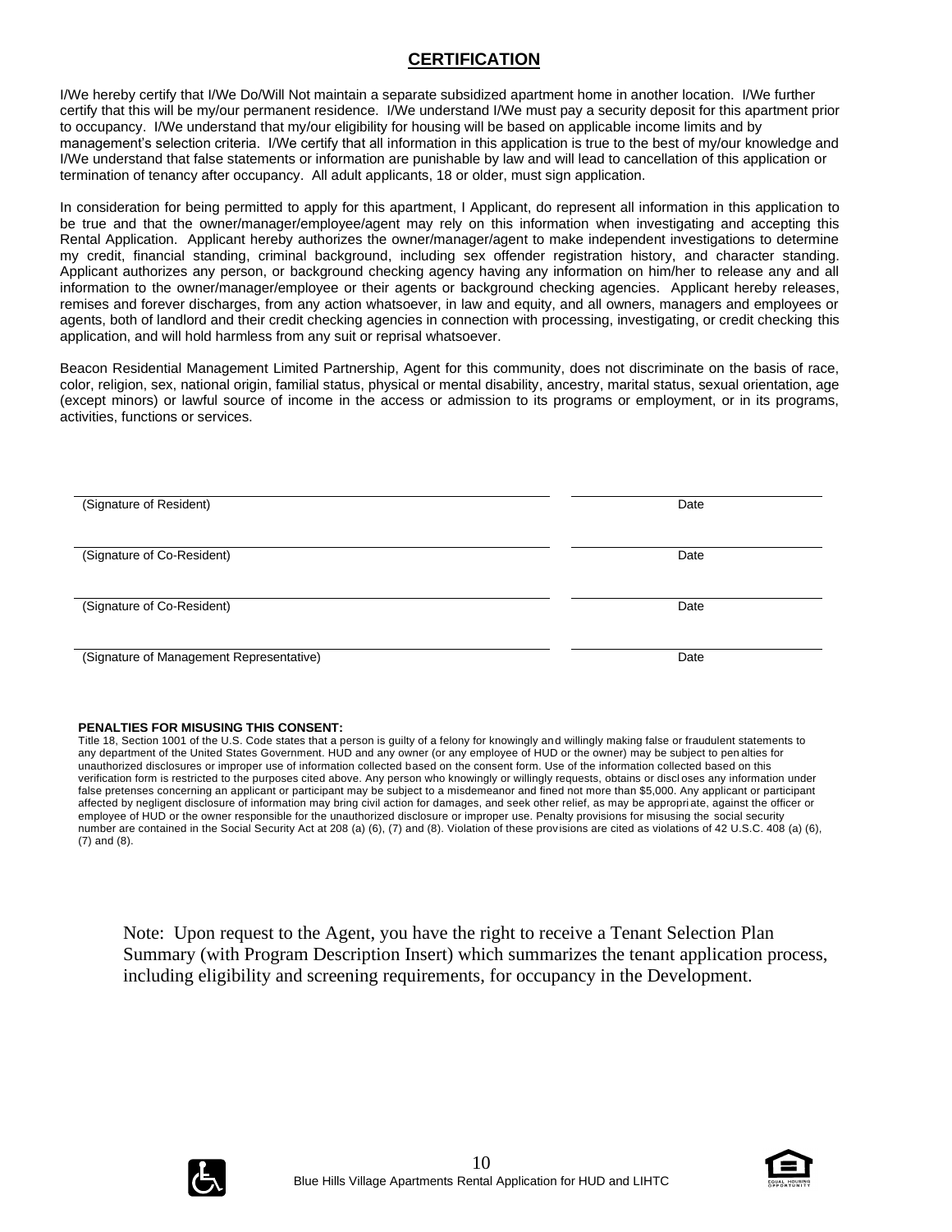## CERTIFICATION

I/We hereby certify that I/We Do/Will Not maintain a separate subsidized apartment home in another location. I/We further certify that this will be my/our permanent residence. I/We understand I/We must pay a security deposit for this apartment prior to occupancy. I/We understand that my/our eligibility for housing will be based on applicable income limits and by management's selection criteria. I/We certify that all information in this application is true to the best of my/our knowledge and I/We understand that false statements or information are punishable by law and will lead to cancellation of this application or termination of tenancy after occupancy. All adult applicants, 18 or older, must sign application.

In consideration for being permitted to apply for this apartment, I Applicant, do represent all information in this application to be true and that the owner/manager/employee/agent may rely on this information when investigating and accepting this Rental Application. Applicant hereby authorizes the owner/manager/agent to make independent investigations to determine my credit, financial standing, criminal background, including sex offender registration history, and character standing. Applicant authorizes any person, or background checking agency having any information on him/her to release any and all information to the owner/manager/employee or their agents or background checking agencies. Applicant hereby releases, remises and forever discharges, from any action whatsoever, in law and equity, and all owners, managers and employees or agents, both of landlord and their credit checking agencies in connection with processing, investigating, or credit checking this application, and will hold harmless from any suit or reprisal whatsoever.

Beacon Residential Management Limited Partnership, Agent for this community, does not discriminate on the basis of race, color, religion, sex, national origin, familial status, physical or mental disability, ancestry, marital status, sexual orientation, age (except minors) or lawful source of income in the access or admission to its programs or employment, or in its programs, activities, functions or services.

| | |
|---|---|
| (Signature of Resident) | Date |
| (Signature of Co-Resident) | Date |
| (Signature of Co-Resident) | Date |
| (Signature of Management Representative) | Date |

**PENALTIES FOR MISUSING THIS CONSENT:**
Title 18, Section 1001 of the U.S. Code states that a person is guilty of a felony for knowingly and willingly making false or fraudulent statements to any department of the United States Government. HUD and any owner (or any employee of HUD or the owner) may be subject to penalties for unauthorized disclosures or improper use of information collected based on the consent form. Use of the information collected based on this verification form is restricted to the purposes cited above. Any person who knowingly or willingly requests, obtains or discloses any information under false pretenses concerning an applicant or participant may be subject to a misdemeanor and fined not more than $5,000. Any applicant or participant affected by negligent disclosure of information may bring civil action for damages, and seek other relief, as may be appropriate, against the officer or employee of HUD or the owner responsible for the unauthorized disclosure or improper use. Penalty provisions for misusing the social security number are contained in the Social Security Act at 208 (a) (6), (7) and (8). Violation of these provisions are cited as violations of 42 U.S.C. 408 (a) (6), (7) and (8).

Note: Upon request to the Agent, you have the right to receive a Tenant Selection Plan Summary (with Program Description Insert) which summarizes the tenant application process, including eligibility and screening requirements, for occupancy in the Development.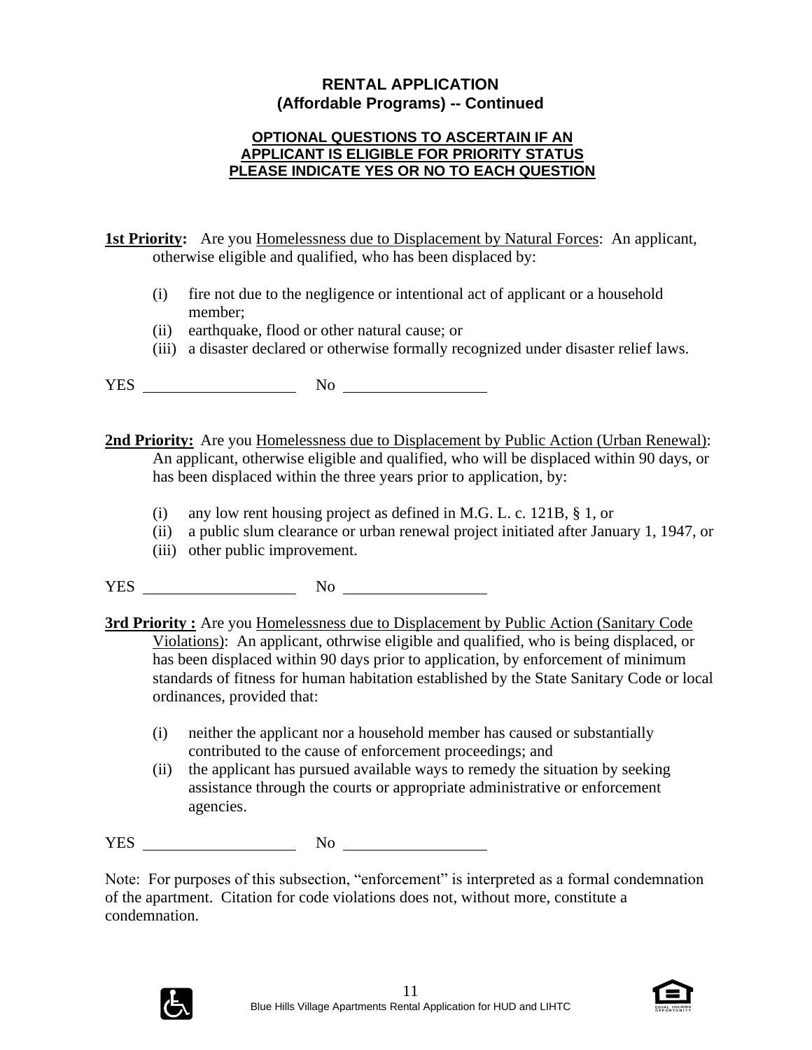## RENTAL APPLICATION
## (Affordable Programs) -- Continued

**OPTIONAL QUESTIONS TO ASCERTAIN IF AN APPLICANT IS ELIGIBLE FOR PRIORITY STATUS PLEASE INDICATE YES OR NO TO EACH QUESTION**

**1st Priority:** Are you Homelessness due to Displacement by Natural Forces: An applicant, otherwise eligible and qualified, who has been displaced by:

- (i) fire not due to the negligence or intentional act of applicant or a household member;
- (ii) earthquake, flood or other natural cause; or
- (iii) a disaster declared or otherwise formally recognized under disaster relief laws.

YES ____________________ No __________________

**2nd Priority:** Are you Homelessness due to Displacement by Public Action (Urban Renewal): An applicant, otherwise eligible and qualified, who will be displaced within 90 days, or has been displaced within the three years prior to application, by:

- (i) any low rent housing project as defined in M.G. L. c. 121B, § 1, or
- (ii) a public slum clearance or urban renewal project initiated after January 1, 1947, or
- (iii) other public improvement.

YES ____________________ No __________________

**3rd Priority :** Are you Homelessness due to Displacement by Public Action (Sanitary Code Violations): An applicant, othrwise eligible and qualified, who is being displaced, or has been displaced within 90 days prior to application, by enforcement of minimum standards of fitness for human habitation established by the State Sanitary Code or local ordinances, provided that:

- (i) neither the applicant nor a household member has caused or substantially contributed to the cause of enforcement proceedings; and
- (ii) the applicant has pursued available ways to remedy the situation by seeking assistance through the courts or appropriate administrative or enforcement agencies.

YES ____________________ No __________________

Note: For purposes of this subsection, "enforcement" is interpreted as a formal condemnation of the apartment. Citation for code violations does not, without more, constitute a condemnation.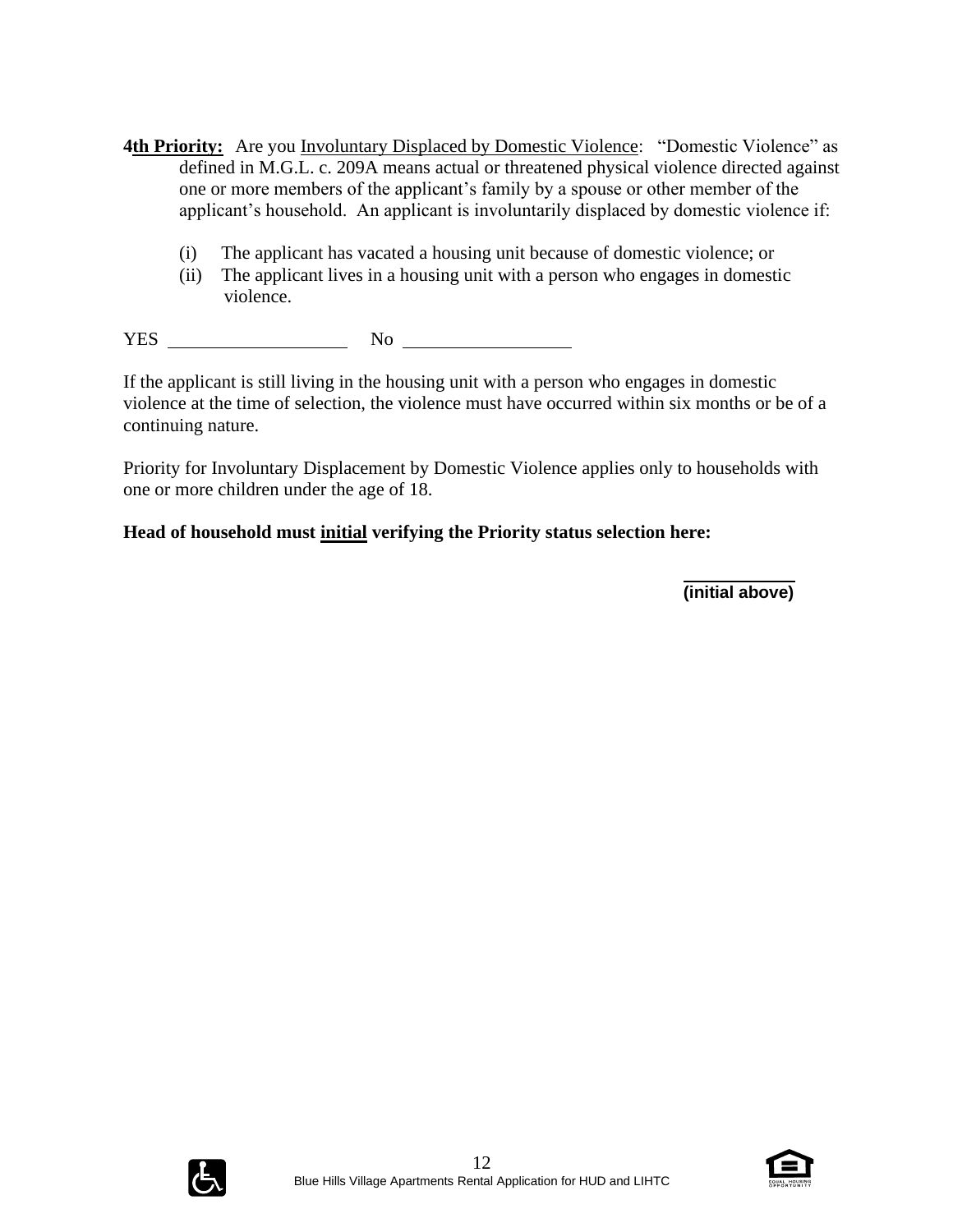**4th Priority:** Are you Involuntary Displaced by Domestic Violence: "Domestic Violence" as defined in M.G.L. c. 209A means actual or threatened physical violence directed against one or more members of the applicant's family by a spouse or other member of the applicant's household. An applicant is involuntarily displaced by domestic violence if:

(i) The applicant has vacated a housing unit because of domestic violence; or
(ii) The applicant lives in a housing unit with a person who engages in domestic violence.

YES ____________________ No ____________________

If the applicant is still living in the housing unit with a person who engages in domestic violence at the time of selection, the violence must have occurred within six months or be of a continuing nature.

Priority for Involuntary Displacement by Domestic Violence applies only to households with one or more children under the age of 18.

**Head of household must initial verifying the Priority status selection here:**

____________
**(initial above)**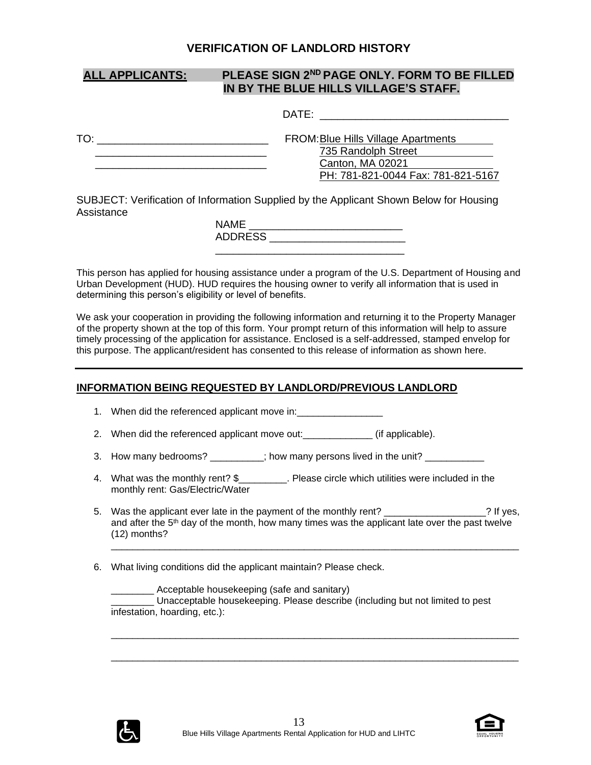## VERIFICATION OF LANDLORD HISTORY

**ALL APPLICANTS: PLEASE SIGN 2ND PAGE ONLY. FORM TO BE FILLED IN BY THE BLUE HILLS VILLAGE'S STAFF.**

DATE: ________________________________

TO: ______________________________
______________________________
______________________________

FROM: Blue Hills Village Apartments
735 Randolph Street
Canton, MA 02021
PH: 781-821-0044 Fax: 781-821-5167

SUBJECT: Verification of Information Supplied by the Applicant Shown Below for Housing Assistance

NAME __________________________
ADDRESS _______________________
_________________________________

This person has applied for housing assistance under a program of the U.S. Department of Housing and Urban Development (HUD). HUD requires the housing owner to verify all information that is used in determining this person's eligibility or level of benefits.

We ask your cooperation in providing the following information and returning it to the Property Manager of the property shown at the top of this form. Your prompt return of this information will help to assure timely processing of the application for assistance. Enclosed is a self-addressed, stamped envelop for this purpose. The applicant/resident has consented to this release of information as shown here.

---

### INFORMATION BEING REQUESTED BY LANDLORD/PREVIOUS LANDLORD

1. When did the referenced applicant move in:________________
2. When did the referenced applicant move out:_____________ (if applicable).
3. How many bedrooms? __________; how many persons lived in the unit? ___________
4. What was the monthly rent? $_________. Please circle which utilities were included in the monthly rent: Gas/Electric/Water
5. Was the applicant ever late in the payment of the monthly rent? __________________? If yes, and after the 5th day of the month, how many times was the applicant late over the past twelve (12) months?
   ______________________________________________________________________________
6. What living conditions did the applicant maintain? Please check.

   ________ Acceptable housekeeping (safe and sanitary)
   ________ Unacceptable housekeeping. Please describe (including but not limited to pest infestation, hoarding, etc.):

   ______________________________________________________________________________

   ______________________________________________________________________________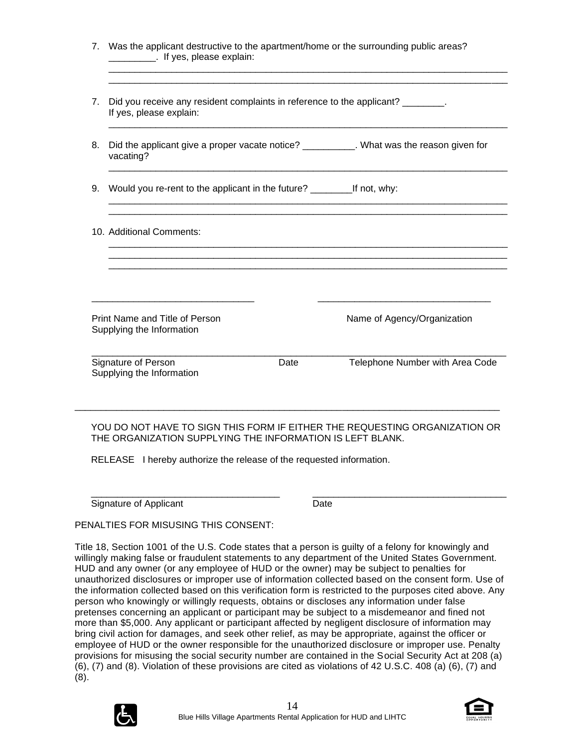7. Was the applicant destructive to the apartment/home or the surrounding public areas? _________. If yes, please explain:

_____________________________________________________________________________
_____________________________________________________________________________

7. Did you receive any resident complaints in reference to the applicant? ________. If yes, please explain:

_____________________________________________________________________________

8. Did the applicant give a proper vacate notice? __________. What was the reason given for vacating?

_____________________________________________________________________________

9. Would you re-rent to the applicant in the future? ________If not, why:

_____________________________________________________________________________
_____________________________________________________________________________

10. Additional Comments:

_____________________________________________________________________________
_____________________________________________________________________________
_____________________________________________________________________________

______________________________ ______________________________

Print Name and Title of Person Supplying the Information | Name of Agency/Organization

_____________________________________________________________________________

Signature of Person Supplying the Information | Date | Telephone Number with Area Code

_____________________________________________________________________________

YOU DO NOT HAVE TO SIGN THIS FORM IF EITHER THE REQUESTING ORGANIZATION OR THE ORGANIZATION SUPPLYING THE INFORMATION IS LEFT BLANK.

RELEASE I hereby authorize the release of the requested information.

______________________________ ______________________________

Signature of Applicant | Date

PENALTIES FOR MISUSING THIS CONSENT:

Title 18, Section 1001 of the U.S. Code states that a person is guilty of a felony for knowingly and willingly making false or fraudulent statements to any department of the United States Government. HUD and any owner (or any employee of HUD or the owner) may be subject to penalties for unauthorized disclosures or improper use of information collected based on the consent form. Use of the information collected based on this verification form is restricted to the purposes cited above. Any person who knowingly or willingly requests, obtains or discloses any information under false pretenses concerning an applicant or participant may be subject to a misdemeanor and fined not more than $5,000. Any applicant or participant affected by negligent disclosure of information may bring civil action for damages, and seek other relief, as may be appropriate, against the officer or employee of HUD or the owner responsible for the unauthorized disclosure or improper use. Penalty provisions for misusing the social security number are contained in the Social Security Act at 208 (a) (6), (7) and (8). Violation of these provisions are cited as violations of 42 U.S.C. 408 (a) (6), (7) and (8).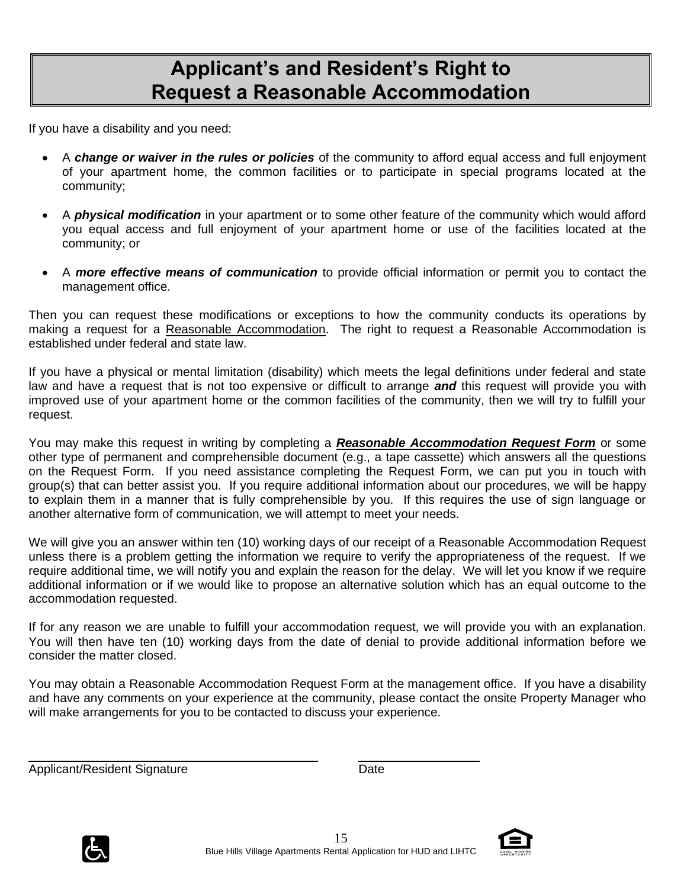# Applicant's and Resident's Right to Request a Reasonable Accommodation

If you have a disability and you need:

- A ***change or waiver in the rules or policies*** of the community to afford equal access and full enjoyment of your apartment home, the common facilities or to participate in special programs located at the community;

- A ***physical modification*** in your apartment or to some other feature of the community which would afford you equal access and full enjoyment of your apartment home or use of the facilities located at the community; or

- A ***more effective means of communication*** to provide official information or permit you to contact the management office.

Then you can request these modifications or exceptions to how the community conducts its operations by making a request for a <u>Reasonable Accommodation</u>. The right to request a Reasonable Accommodation is established under federal and state law.

If you have a physical or mental limitation (disability) which meets the legal definitions under federal and state law and have a request that is not too expensive or difficult to arrange ***and*** this request will provide you with improved use of your apartment home or the common facilities of the community, then we will try to fulfill your request.

You may make this request in writing by completing a ***<u>Reasonable Accommodation Request Form</u>*** or some other type of permanent and comprehensible document (e.g., a tape cassette) which answers all the questions on the Request Form. If you need assistance completing the Request Form, we can put you in touch with group(s) that can better assist you. If you require additional information about our procedures, we will be happy to explain them in a manner that is fully comprehensible by you. If this requires the use of sign language or another alternative form of communication, we will attempt to meet your needs.

We will give you an answer within ten (10) working days of our receipt of a Reasonable Accommodation Request unless there is a problem getting the information we require to verify the appropriateness of the request. If we require additional time, we will notify you and explain the reason for the delay. We will let you know if we require additional information or if we would like to propose an alternative solution which has an equal outcome to the accommodation requested.

If for any reason we are unable to fulfill your accommodation request, we will provide you with an explanation. You will then have ten (10) working days from the date of denial to provide additional information before we consider the matter closed.

You may obtain a Reasonable Accommodation Request Form at the management office. If you have a disability and have any comments on your experience at the community, please contact the onsite Property Manager who will make arrangements for you to be contacted to discuss your experience.

\_\_\_\_\_\_\_\_\_\_\_\_\_\_\_\_\_\_\_\_\_\_\_\_\_\_\_\_\_\_\_\_\_\_\_\_ \_\_\_\_\_\_\_\_\_\_\_\_\_\_\_\_
Applicant/Resident Signature Date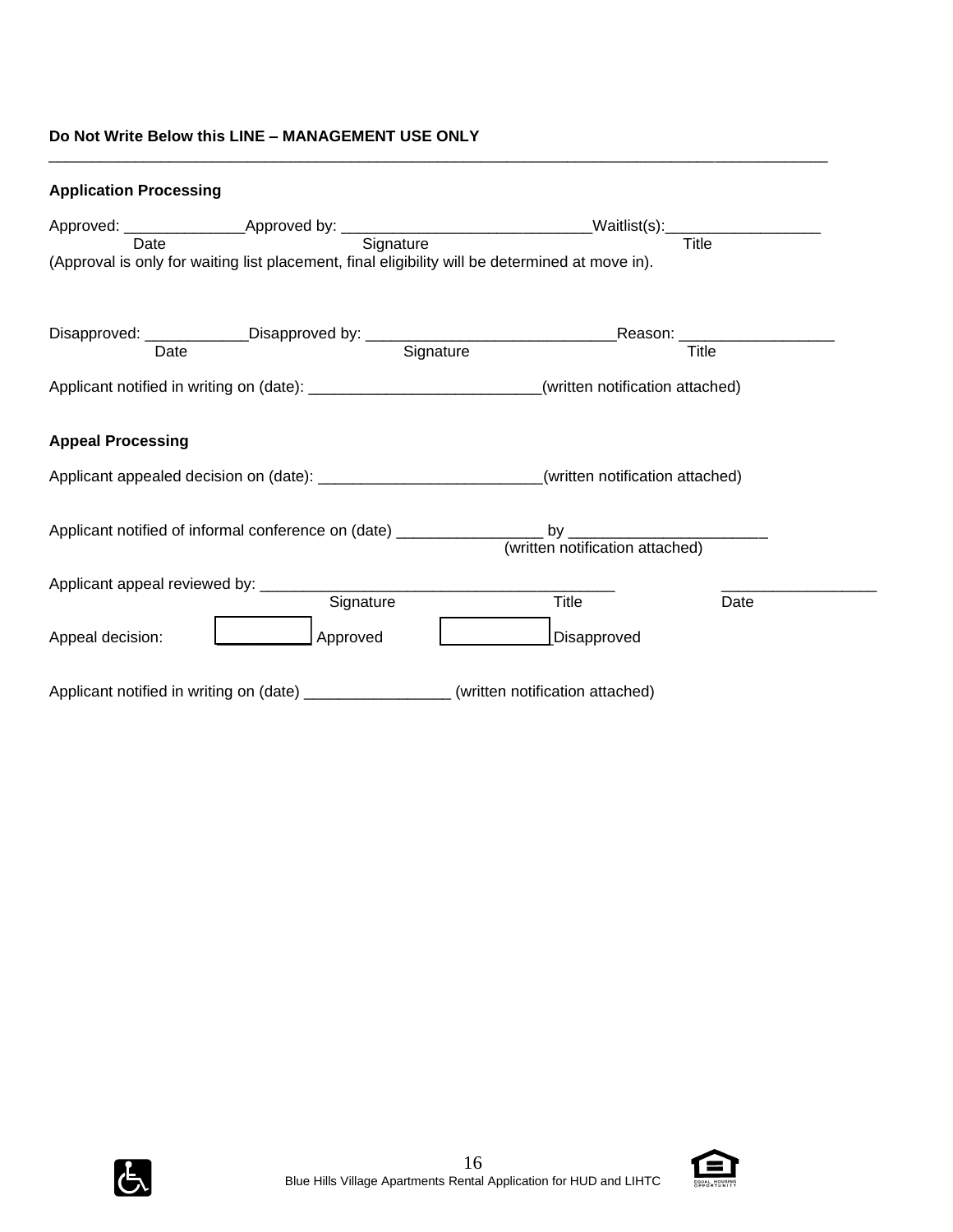**Do Not Write Below this LINE – MANAGEMENT USE ONLY**

---

**Application Processing**

Approved: ______________Approved by: _____________________________Waitlist(s):__________________
Date Signature Title

(Approval is only for waiting list placement, final eligibility will be determined at move in).

Disapproved: ____________Disapproved by: _____________________________Reason: __________________
Date Signature Title

Applicant notified in writing on (date): ___________________________(written notification attached)

**Appeal Processing**

Applicant appealed decision on (date): __________________________(written notification attached)

Applicant notified of informal conference on (date) _________________ by _______________________
(written notification attached)

Applicant appeal reviewed by: ________________________________________ __________________
Signature Title Date

Appeal decision: ☐ Approved ☐ Disapproved

Applicant notified in writing on (date) _________________ (written notification attached)